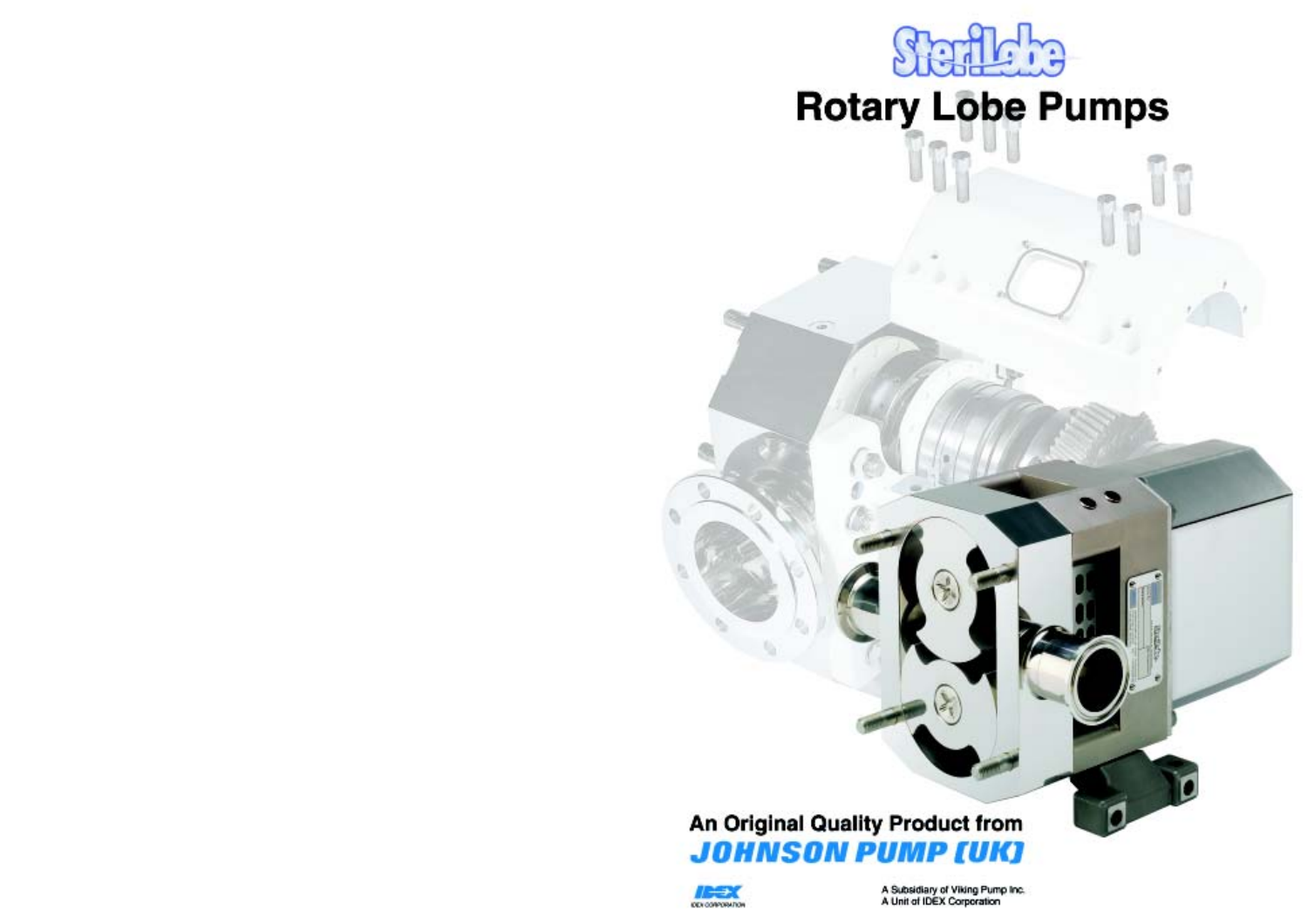# SteriLobe

# Rotary Lobe Pumps

**An Original Quality Product from**

***JOHNSON PUMP [UK]***

IDEX CORPORATION

A Subsidiary of Viking Pump Inc.
A Unit of IDEX Corporation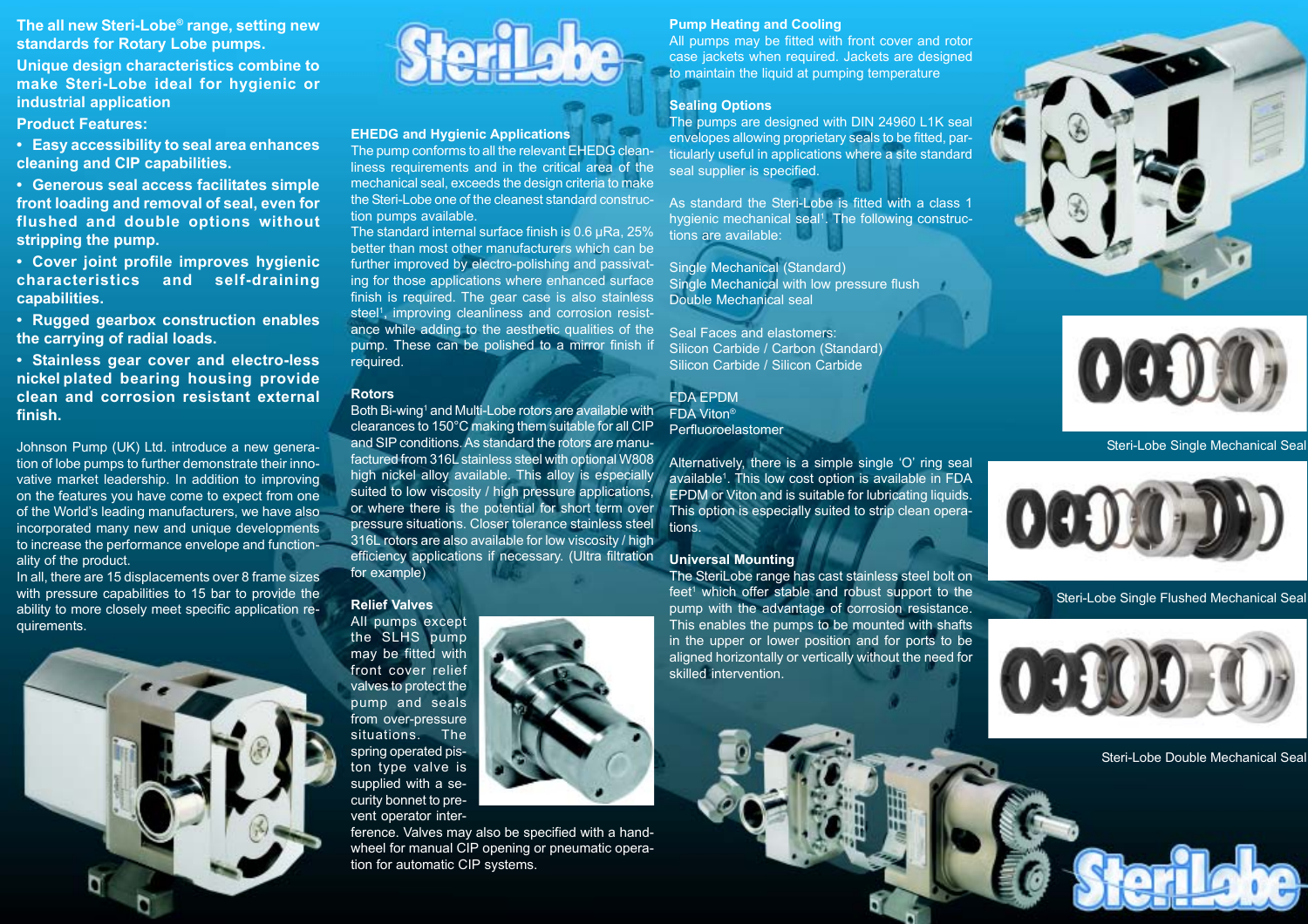The all new Steri-Lobe® range, setting new standards for Rotary Lobe pumps.

**Unique design characteristics combine to make Steri-Lobe ideal for hygienic or industrial application**

**Product Features:**

- **Easy accessibility to seal area enhances cleaning and CIP capabilities.**
- **Generous seal access facilitates simple front loading and removal of seal, even for flushed and double options without stripping the pump.**
- **Cover joint profile improves hygienic characteristics and self-draining capabilities.**
- **Rugged gearbox construction enables the carrying of radial loads.**
- **Stainless gear cover and electro-less nickel plated bearing housing provide clean and corrosion resistant external finish.**

Johnson Pump (UK) Ltd. introduce a new generation of lobe pumps to further demonstrate their innovative market leadership. In addition to improving on the features you have come to expect from one of the World's leading manufacturers, we have also incorporated many new and unique developments to increase the performance envelope and functionality of the product.

In all, there are 15 displacements over 8 frame sizes with pressure capabilities to 15 bar to provide the ability to more closely meet specific application requirements.

### EHEDG and Hygienic Applications

The pump conforms to all the relevant EHEDG cleanliness requirements and in the critical area of the mechanical seal, exceeds the design criteria to make the Steri-Lobe one of the cleanest standard construction pumps available.

The standard internal surface finish is 0.6 µRa, 25% better than most other manufacturers which can be further improved by electro-polishing and passivating for those applications where enhanced surface finish is required. The gear case is also stainless steel[1], improving cleanliness and corrosion resistance while adding to the aesthetic qualities of the pump. These can be polished to a mirror finish if required.

### Rotors

Both Bi-wing[1] and Multi-Lobe rotors are available with clearances to 150°C making them suitable for all CIP and SIP conditions. As standard the rotors are manufactured from 316L stainless steel with optional W808 high nickel alloy available. This alloy is especially suited to low viscosity / high pressure applications, or where there is the potential for short term over pressure situations. Closer tolerance stainless steel 316L rotors are also available for low viscosity / high efficiency applications if necessary. (Ultra filtration for example)

### Relief Valves

All pumps except the SLHS pump may be fitted with front cover relief valves to protect the pump and seals from over-pressure situations. The spring operated piston type valve is supplied with a security bonnet to prevent operator interference. Valves may also be specified with a handwheel for manual CIP opening or pneumatic operation for automatic CIP systems.

### Pump Heating and Cooling

All pumps may be fitted with front cover and rotor case jackets when required. Jackets are designed to maintain the liquid at pumping temperature

### Sealing Options

The pumps are designed with DIN 24960 L1K seal envelopes allowing proprietary seals to be fitted, particularly useful in applications where a site standard seal supplier is specified.

As standard the Steri-Lobe is fitted with a class 1 hygienic mechanical seal[1]. The following constructions are available:

Single Mechanical (Standard)
Single Mechanical with low pressure flush
Double Mechanical seal

Seal Faces and elastomers:
Silicon Carbide / Carbon (Standard)
Silicon Carbide / Silicon Carbide

FDA EPDM
FDA Viton®
Perfluoroelastomer

Alternatively, there is a simple single 'O' ring seal available[1]. This low cost option is available in FDA EPDM or Viton and is suitable for lubricating liquids. This option is especially suited to strip clean operations.

### Universal Mounting

The SteriLobe range has cast stainless steel bolt on feet[1] which offer stable and robust support to the pump with the advantage of corrosion resistance. This enables the pumps to be mounted with shafts in the upper or lower position and for ports to be aligned horizontally or vertically without the need for skilled intervention.

Steri-Lobe Single Mechanical Seal

Steri-Lobe Single Flushed Mechanical Seal

Steri-Lobe Double Mechanical Seal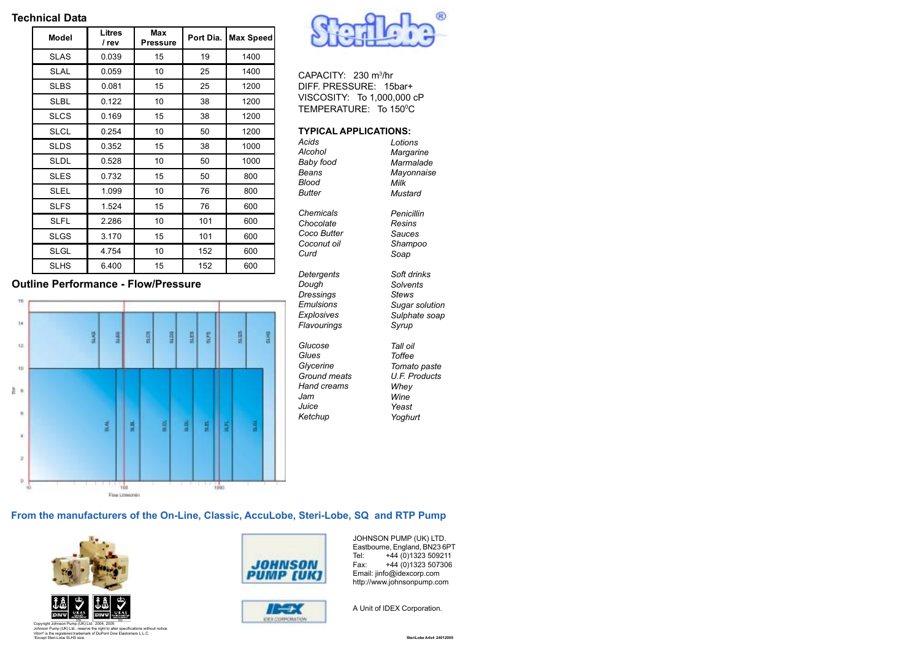## Technical Data

| Model | Litres / rev | Max Pressure | Port Dia. | Max Speed |
|---|---|---|---|---|
| SLAS | 0.039 | 15 | 19 | 1400 |
| SLAL | 0.059 | 10 | 25 | 1400 |
| SLBS | 0.081 | 15 | 25 | 1200 |
| SLBL | 0.122 | 10 | 38 | 1200 |
| SLCS | 0.169 | 15 | 38 | 1200 |
| SLCL | 0.254 | 10 | 50 | 1200 |
| SLDS | 0.352 | 15 | 38 | 1000 |
| SLDL | 0.528 | 10 | 50 | 1000 |
| SLES | 0.732 | 15 | 50 | 800 |
| SLEL | 1.099 | 10 | 76 | 800 |
| SLFS | 1.524 | 15 | 76 | 600 |
| SLFL | 2.286 | 10 | 101 | 600 |
| SLGS | 3.170 | 15 | 101 | 600 |
| SLGL | 4.754 | 10 | 152 | 600 |
| SLHS | 6.400 | 15 | 152 | 600 |

## Outline Performance - Flow/Pressure

16
14
12
10
8
6
4
2
0
Bar
SLAS SLBS SLCS SLDS SLES SLFS SLGS SLHS
SLAL SLBL SLCL SLDL SLEL SLFL SLGL
10 100 1000
Flow Litres/min

# Steri-Lobe®

CAPACITY: 230 m³/hr
DIFF. PRESSURE: 15bar+
VISCOSITY: To 1,000,000 cP
TEMPERATURE: To 150°C

**TYPICAL APPLICATIONS:**

*Acids*
*Alcohol*
*Baby food*
*Beans*
*Blood*
*Butter*

*Chemicals*
*Chocolate*
*Coco Butter*
*Coconut oil*
*Curd*

*Detergents*
*Dough*
*Dressings*
*Emulsions*
*Explosives*
*Flavourings*

*Glucose*
*Glues*
*Glycerine*
*Ground meats*
*Hand creams*
*Jam*
*Juice*
*Ketchup*

*Lotions*
*Margarine*
*Marmalade*
*Mayonnaise*
*Milk*
*Mustard*

*Penicillin*
*Resins*
*Sauces*
*Shampoo*
*Soap*

*Soft drinks*
*Solvents*
*Stews*
*Sugar solution*
*Sulphate soap*
*Syrup*

*Tall oil*
*Toffee*
*Tomato paste*
*U.F. Products*
*Whey*
*Wine*
*Yeast*
*Yoghurt*

**From the manufacturers of the On-Line, Classic, AccuLobe, Steri-Lobe, SQ and RTP Pump**

JOHNSON PUMP (UK)

JOHNSON PUMP (UK) LTD.
Eastbourne, England, BN23 6PT
Tel: +44 (0)1323 509211
Fax: +44 (0)1323 507306
Email: jinfo@idexcorp.com
http://www.johnsonpump.com

IDEX CORPORATION

A Unit of IDEX Corporation.

Copyright Johnson Pump (UK) Ltd. 2004, 2005
Johnson Pump (UK) Ltd., reserve the right to alter specifications without notice.
Viton® is the registered trademark of DuPont Dow Elastomers L.L.C.
¹Except Steri-Lobe SLHS size.

SteriLobe A4x4 24012005